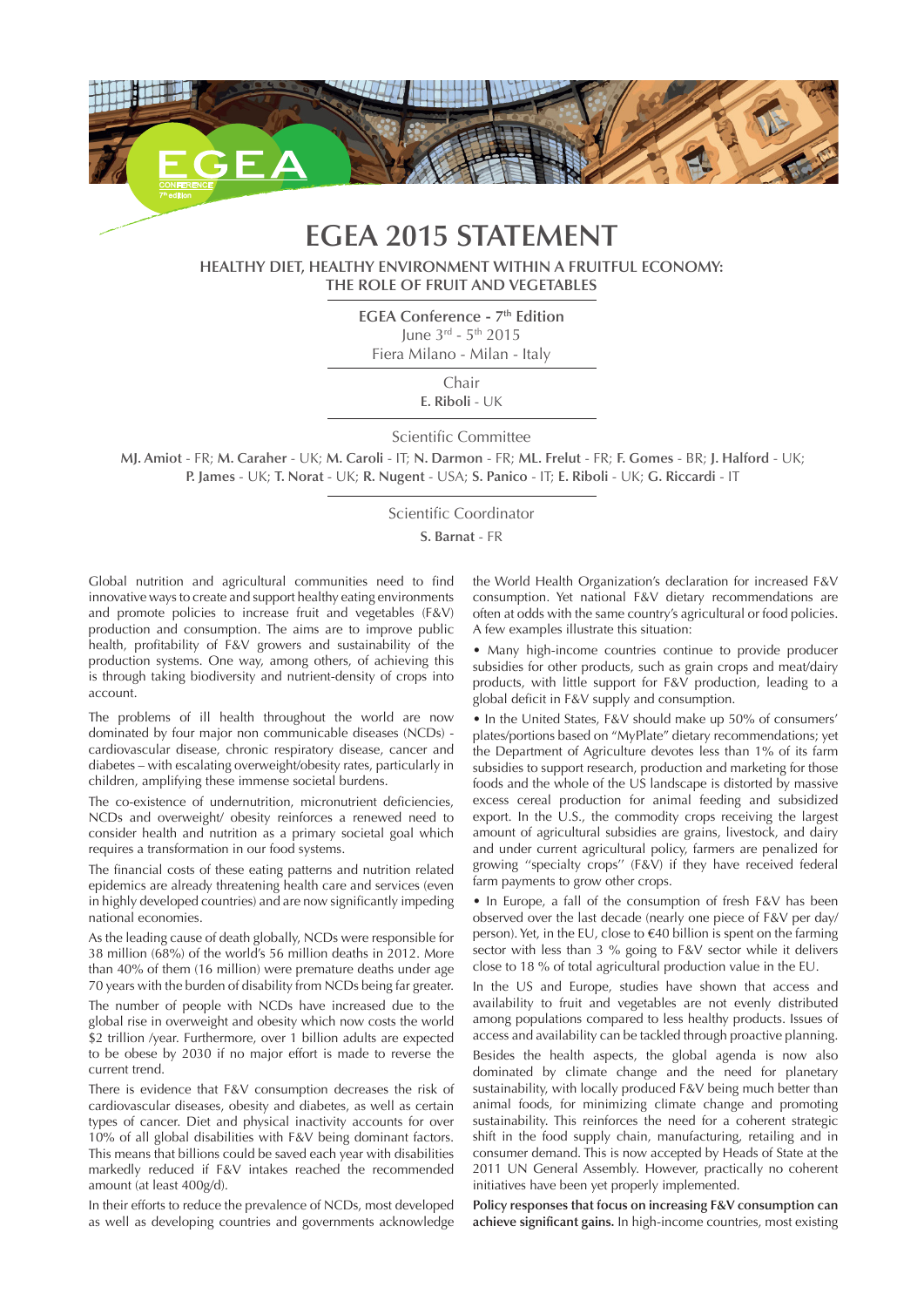# EGEA 2015 STATEMENT

## HEALTHY DIET, HEALTHY ENVIRONMENT WITHIN A FRUITFUL ECONOMY: THE ROLE OF FRUIT AND VEGETABLES

**EGEA Conference - 7th Edition**
June 3rd - 5th 2015
Fiera Milano - Milan - Italy

Chair
**E. Riboli** - UK

Scientific Committee

**MJ. Amiot** - FR; **M. Caraher** - UK; **M. Caroli** - IT; **N. Darmon** - FR; **ML. Frelut** - FR; **F. Gomes** - BR; **J. Halford** - UK; **P. James** - UK; **T. Norat** - UK; **R. Nugent** - USA; **S. Panico** - IT; **E. Riboli** - UK; **G. Riccardi** - IT

Scientific Coordinator
**S. Barnat** - FR

Global nutrition and agricultural communities need to find innovative ways to create and support healthy eating environments and promote policies to increase fruit and vegetables (F&V) production and consumption. The aims are to improve public health, profitability of F&V growers and sustainability of the production systems. One way, among others, of achieving this is through taking biodiversity and nutrient-density of crops into account.

The problems of ill health throughout the world are now dominated by four major non communicable diseases (NCDs) - cardiovascular disease, chronic respiratory disease, cancer and diabetes – with escalating overweight/obesity rates, particularly in children, amplifying these immense societal burdens.

The co-existence of undernutrition, micronutrient deficiencies, NCDs and overweight/ obesity reinforces a renewed need to consider health and nutrition as a primary societal goal which requires a transformation in our food systems.

The financial costs of these eating patterns and nutrition related epidemics are already threatening health care and services (even in highly developed countries) and are now significantly impeding national economies.

As the leading cause of death globally, NCDs were responsible for 38 million (68%) of the world's 56 million deaths in 2012. More than 40% of them (16 million) were premature deaths under age 70 years with the burden of disability from NCDs being far greater.

The number of people with NCDs have increased due to the global rise in overweight and obesity which now costs the world $2 trillion /year. Furthermore, over 1 billion adults are expected to be obese by 2030 if no major effort is made to reverse the current trend.

There is evidence that F&V consumption decreases the risk of cardiovascular diseases, obesity and diabetes, as well as certain types of cancer. Diet and physical inactivity accounts for over 10% of all global disabilities with F&V being dominant factors. This means that billions could be saved each year with disabilities markedly reduced if F&V intakes reached the recommended amount (at least 400g/d).

In their efforts to reduce the prevalence of NCDs, most developed as well as developing countries and governments acknowledge the World Health Organization's declaration for increased F&V consumption. Yet national F&V dietary recommendations are often at odds with the same country's agricultural or food policies. A few examples illustrate this situation:

- Many high-income countries continue to provide producer subsidies for other products, such as grain crops and meat/dairy products, with little support for F&V production, leading to a global deficit in F&V supply and consumption.
- In the United States, F&V should make up 50% of consumers' plates/portions based on "MyPlate" dietary recommendations; yet the Department of Agriculture devotes less than 1% of its farm subsidies to support research, production and marketing for those foods and the whole of the US landscape is distorted by massive excess cereal production for animal feeding and subsidized export. In the U.S., the commodity crops receiving the largest amount of agricultural subsidies are grains, livestock, and dairy and under current agricultural policy, farmers are penalized for growing ''specialty crops'' (F&V) if they have received federal farm payments to grow other crops.
- In Europe, a fall of the consumption of fresh F&V has been observed over the last decade (nearly one piece of F&V per day/ person). Yet, in the EU, close to €40 billion is spent on the farming sector with less than 3 % going to F&V sector while it delivers close to 18 % of total agricultural production value in the EU.

In the US and Europe, studies have shown that access and availability to fruit and vegetables are not evenly distributed among populations compared to less healthy products. Issues of access and availability can be tackled through proactive planning.

Besides the health aspects, the global agenda is now also dominated by climate change and the need for planetary sustainability, with locally produced F&V being much better than animal foods, for minimizing climate change and promoting sustainability. This reinforces the need for a coherent strategic shift in the food supply chain, manufacturing, retailing and in consumer demand. This is now accepted by Heads of State at the 2011 UN General Assembly. However, practically no coherent initiatives have been yet properly implemented.

**Policy responses that focus on increasing F&V consumption can achieve significant gains.** In high-income countries, most existing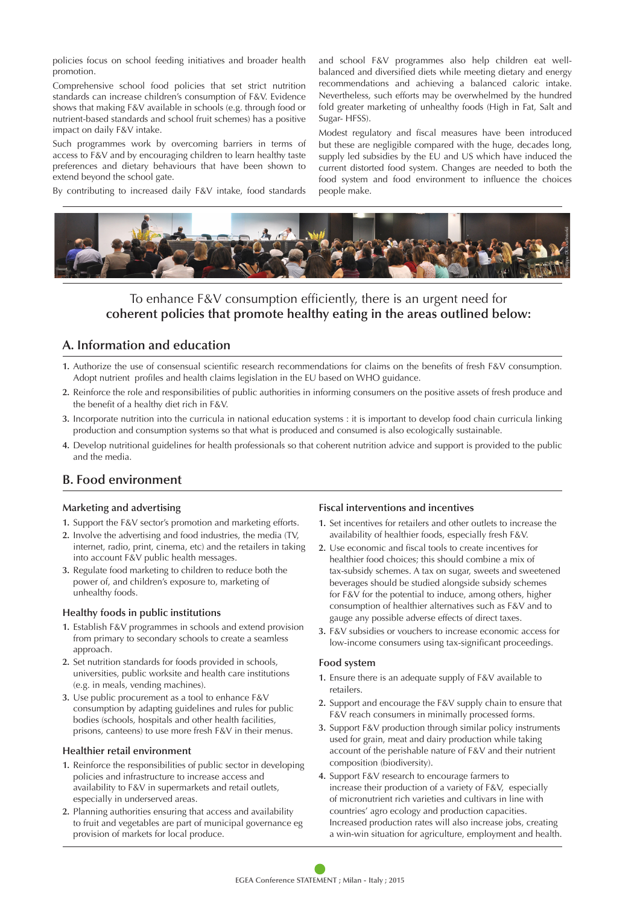policies focus on school feeding initiatives and broader health promotion.

Comprehensive school food policies that set strict nutrition standards can increase children's consumption of F&V. Evidence shows that making F&V available in schools (e.g. through food or nutrient-based standards and school fruit schemes) has a positive impact on daily F&V intake.

Such programmes work by overcoming barriers in terms of access to F&V and by encouraging children to learn healthy taste preferences and dietary behaviours that have been shown to extend beyond the school gate.

By contributing to increased daily F&V intake, food standards and school F&V programmes also help children eat well-balanced and diversified diets while meeting dietary and energy recommendations and achieving a balanced caloric intake. Nevertheless, such efforts may be overwhelmed by the hundred fold greater marketing of unhealthy foods (High in Fat, Salt and Sugar- HFSS).

Modest regulatory and fiscal measures have been introduced but these are negligible compared with the huge, decades long, supply led subsidies by the EU and US which have induced the current distorted food system. Changes are needed to both the food system and food environment to influence the choices people make.

To enhance F&V consumption efficiently, there is an urgent need for **coherent policies that promote healthy eating in the areas outlined below:**

## A. Information and education

1. Authorize the use of consensual scientific research recommendations for claims on the benefits of fresh F&V consumption. Adopt nutrient profiles and health claims legislation in the EU based on WHO guidance.
2. Reinforce the role and responsibilities of public authorities in informing consumers on the positive assets of fresh produce and the benefit of a healthy diet rich in F&V.
3. Incorporate nutrition into the curricula in national education systems : it is important to develop food chain curricula linking production and consumption systems so that what is produced and consumed is also ecologically sustainable.
4. Develop nutritional guidelines for health professionals so that coherent nutrition advice and support is provided to the public and the media.

## B. Food environment

### Marketing and advertising

1. Support the F&V sector's promotion and marketing efforts.
2. Involve the advertising and food industries, the media (TV, internet, radio, print, cinema, etc) and the retailers in taking into account F&V public health messages.
3. Regulate food marketing to children to reduce both the power of, and children's exposure to, marketing of unhealthy foods.

### Healthy foods in public institutions

1. Establish F&V programmes in schools and extend provision from primary to secondary schools to create a seamless approach.
2. Set nutrition standards for foods provided in schools, universities, public worksite and health care institutions (e.g. in meals, vending machines).
3. Use public procurement as a tool to enhance F&V consumption by adapting guidelines and rules for public bodies (schools, hospitals and other health facilities, prisons, canteens) to use more fresh F&V in their menus.

### Healthier retail environment

1. Reinforce the responsibilities of public sector in developing policies and infrastructure to increase access and availability to F&V in supermarkets and retail outlets, especially in underserved areas.
2. Planning authorities ensuring that access and availability to fruit and vegetables are part of municipal governance eg provision of markets for local produce.

### Fiscal interventions and incentives

1. Set incentives for retailers and other outlets to increase the availability of healthier foods, especially fresh F&V.
2. Use economic and fiscal tools to create incentives for healthier food choices; this should combine a mix of tax-subsidy schemes. A tax on sugar, sweets and sweetened beverages should be studied alongside subsidy schemes for F&V for the potential to induce, among others, higher consumption of healthier alternatives such as F&V and to gauge any possible adverse effects of direct taxes.
3. F&V subsidies or vouchers to increase economic access for low-income consumers using tax-significant proceedings.

### Food system

1. Ensure there is an adequate supply of F&V available to retailers.
2. Support and encourage the F&V supply chain to ensure that F&V reach consumers in minimally processed forms.
3. Support F&V production through similar policy instruments used for grain, meat and dairy production while taking account of the perishable nature of F&V and their nutrient composition (biodiversity).
4. Support F&V research to encourage farmers to increase their production of a variety of F&V, especially of micronutrient rich varieties and cultivars in line with countries' agro ecology and production capacities. Increased production rates will also increase jobs, creating a win-win situation for agriculture, employment and health.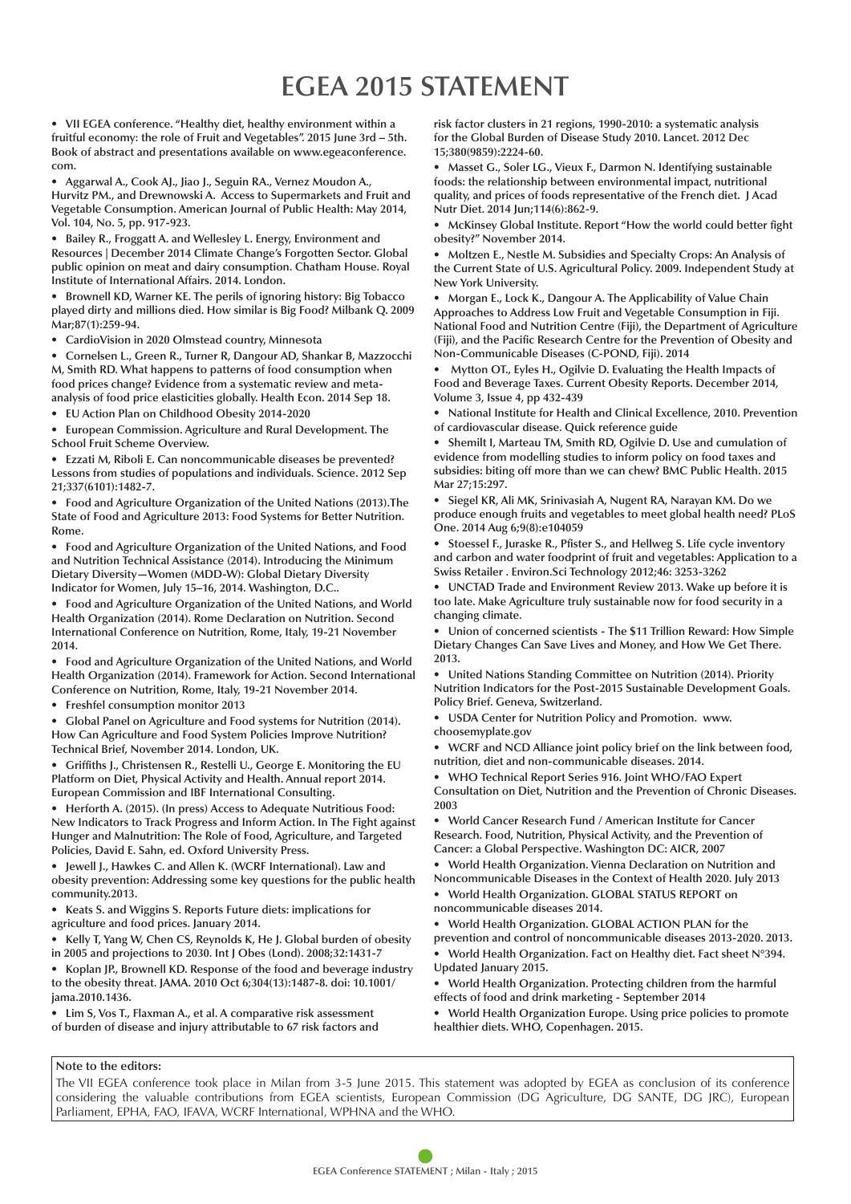# EGEA 2015 STATEMENT

- VII EGEA conference. "Healthy diet, healthy environment within a fruitful economy: the role of Fruit and Vegetables". 2015 June 3rd – 5th. Book of abstract and presentations available on www.egeaconference.com.
- Aggarwal A., Cook AJ., Jiao J., Seguin RA., Vernez Moudon A., Hurvitz PM., and Drewnowski A. Access to Supermarkets and Fruit and Vegetable Consumption. American Journal of Public Health: May 2014, Vol. 104, No. 5, pp. 917-923.
- Bailey R., Froggatt A. and Wellesley L. Energy, Environment and Resources | December 2014 Climate Change's Forgotten Sector. Global public opinion on meat and dairy consumption. Chatham House. Royal Institute of International Affairs. 2014. London.
- Brownell KD, Warner KE. The perils of ignoring history: Big Tobacco played dirty and millions died. How similar is Big Food? Milbank Q. 2009 Mar;87(1):259-94.
- CardioVision in 2020 Olmstead country, Minnesota
- Cornelsen L., Green R., Turner R, Dangour AD, Shankar B, Mazzocchi M, Smith RD. What happens to patterns of food consumption when food prices change? Evidence from a systematic review and meta-analysis of food price elasticities globally. Health Econ. 2014 Sep 18.
- EU Action Plan on Childhood Obesity 2014-2020
- European Commission. Agriculture and Rural Development. The School Fruit Scheme Overview.
- Ezzati M, Riboli E. Can noncommunicable diseases be prevented? Lessons from studies of populations and individuals. Science. 2012 Sep 21;337(6101):1482-7.
- Food and Agriculture Organization of the United Nations (2013).The State of Food and Agriculture 2013: Food Systems for Better Nutrition. Rome.
- Food and Agriculture Organization of the United Nations, and Food and Nutrition Technical Assistance (2014). Introducing the Minimum Dietary Diversity—Women (MDD-W): Global Dietary Diversity Indicator for Women, July 15–16, 2014. Washington, D.C..
- Food and Agriculture Organization of the United Nations, and World Health Organization (2014). Rome Declaration on Nutrition. Second International Conference on Nutrition, Rome, Italy, 19-21 November 2014.
- Food and Agriculture Organization of the United Nations, and World Health Organization (2014). Framework for Action. Second International Conference on Nutrition, Rome, Italy, 19-21 November 2014.
- Freshfel consumption monitor 2013
- Global Panel on Agriculture and Food systems for Nutrition (2014). How Can Agriculture and Food System Policies Improve Nutrition? Technical Brief, November 2014. London, UK.
- Griffiths J., Christensen R., Restelli U., George E. Monitoring the EU Platform on Diet, Physical Activity and Health. Annual report 2014. European Commission and IBF International Consulting.
- Herforth A. (2015). (In press) Access to Adequate Nutritious Food: New Indicators to Track Progress and Inform Action. In The Fight against Hunger and Malnutrition: The Role of Food, Agriculture, and Targeted Policies, David E. Sahn, ed. Oxford University Press.
- Jewell J., Hawkes C. and Allen K. (WCRF International). Law and obesity prevention: Addressing some key questions for the public health community.2013.
- Keats S. and Wiggins S. Reports Future diets: implications for agriculture and food prices. January 2014.
- Kelly T, Yang W, Chen CS, Reynolds K, He J. Global burden of obesity in 2005 and projections to 2030. Int J Obes (Lond). 2008;32:1431-7
- Koplan JP., Brownell KD. Response of the food and beverage industry to the obesity threat. JAMA. 2010 Oct 6;304(13):1487-8. doi: 10.1001/jama.2010.1436.
- Lim S, Vos T., Flaxman A., et al. A comparative risk assessment of burden of disease and injury attributable to 67 risk factors and risk factor clusters in 21 regions, 1990-2010: a systematic analysis for the Global Burden of Disease Study 2010. Lancet. 2012 Dec 15;380(9859):2224-60.
- Masset G., Soler LG., Vieux F., Darmon N. Identifying sustainable foods: the relationship between environmental impact, nutritional quality, and prices of foods representative of the French diet. J Acad Nutr Diet. 2014 Jun;114(6):862-9.
- McKinsey Global Institute. Report "How the world could better fight obesity?" November 2014.
- Moltzen E., Nestle M. Subsidies and Specialty Crops: An Analysis of the Current State of U.S. Agricultural Policy. 2009. Independent Study at New York University.
- Morgan E., Lock K., Dangour A. The Applicability of Value Chain Approaches to Address Low Fruit and Vegetable Consumption in Fiji. National Food and Nutrition Centre (Fiji), the Department of Agriculture (Fiji), and the Pacific Research Centre for the Prevention of Obesity and Non-Communicable Diseases (C-POND, Fiji). 2014
- Mytton OT., Eyles H., Ogilvie D. Evaluating the Health Impacts of Food and Beverage Taxes. Current Obesity Reports. December 2014, Volume 3, Issue 4, pp 432-439
- National Institute for Health and Clinical Excellence, 2010. Prevention of cardiovascular disease. Quick reference guide
- Shemilt I, Marteau TM, Smith RD, Ogilvie D. Use and cumulation of evidence from modelling studies to inform policy on food taxes and subsidies: biting off more than we can chew? BMC Public Health. 2015 Mar 27;15:297.
- Siegel KR, Ali MK, Srinivasiah A, Nugent RA, Narayan KM. Do we produce enough fruits and vegetables to meet global health need? PLoS One. 2014 Aug 6;9(8):e104059
- Stoessel F., Juraske R., Pfister S., and Hellweg S. Life cycle inventory and carbon and water foodprint of fruit and vegetables: Application to a Swiss Retailer . Environ.Sci Technology 2012;46: 3253-3262
- UNCTAD Trade and Environment Review 2013. Wake up before it is too late. Make Agriculture truly sustainable now for food security in a changing climate.
- Union of concerned scientists - The $11 Trillion Reward: How Simple Dietary Changes Can Save Lives and Money, and How We Get There. 2013.
- United Nations Standing Committee on Nutrition (2014). Priority Nutrition Indicators for the Post-2015 Sustainable Development Goals. Policy Brief. Geneva, Switzerland.
- USDA Center for Nutrition Policy and Promotion. www.choosemyplate.gov
- WCRF and NCD Alliance joint policy brief on the link between food, nutrition, diet and non-communicable diseases. 2014.
- WHO Technical Report Series 916. Joint WHO/FAO Expert Consultation on Diet, Nutrition and the Prevention of Chronic Diseases. 2003
- World Cancer Research Fund / American Institute for Cancer Research. Food, Nutrition, Physical Activity, and the Prevention of Cancer: a Global Perspective. Washington DC: AICR, 2007
- World Health Organization. Vienna Declaration on Nutrition and Noncommunicable Diseases in the Context of Health 2020. July 2013
- World Health Organization. GLOBAL STATUS REPORT on noncommunicable diseases 2014.
- World Health Organization. GLOBAL ACTION PLAN for the prevention and control of noncommunicable diseases 2013-2020. 2013.
- World Health Organization. Fact on Healthy diet. Fact sheet N°394. Updated January 2015.
- World Health Organization. Protecting children from the harmful effects of food and drink marketing - September 2014
- World Health Organization Europe. Using price policies to promote healthier diets. WHO, Copenhagen. 2015.

**Note to the editors:**

The VII EGEA conference took place in Milan from 3-5 June 2015. This statement was adopted by EGEA as conclusion of its conference considering the valuable contributions from EGEA scientists, European Commission (DG Agriculture, DG SANTE, DG JRC), European Parliament, EPHA, FAO, IFAVA, WCRF International, WPHNA and the WHO.